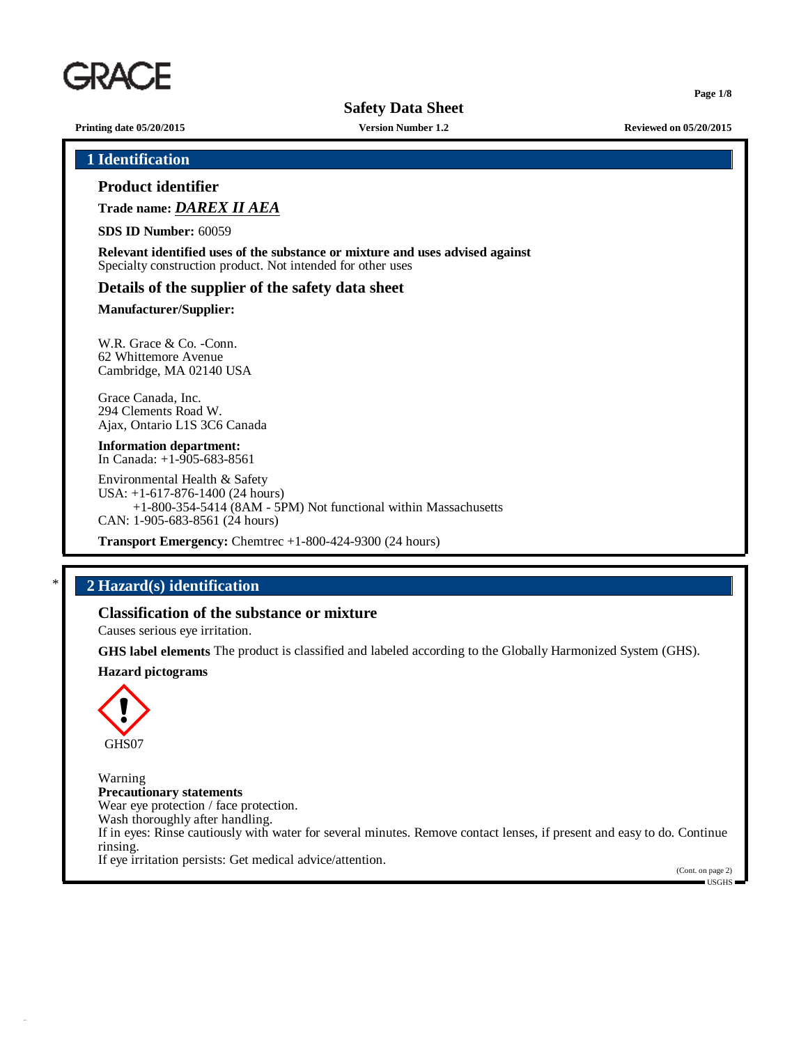GRACE

# Safety Data Sheet

**Printing date 05/20/2015** **Version Number 1.2** **Reviewed on 05/20/2015**

## 1 Identification

### Product identifier

**Trade name:** ***DAREX II AEA***

**SDS ID Number:** 60059

**Relevant identified uses of the substance or mixture and uses advised against**
Specialty construction product. Not intended for other uses

### Details of the supplier of the safety data sheet

**Manufacturer/Supplier:**

W.R. Grace & Co. -Conn.
62 Whittemore Avenue
Cambridge, MA 02140 USA

Grace Canada, Inc.
294 Clements Road W.
Ajax, Ontario L1S 3C6 Canada

**Information department:**
In Canada: +1-905-683-8561

Environmental Health & Safety
USA: +1-617-876-1400 (24 hours)
+1-800-354-5414 (8AM - 5PM) Not functional within Massachusetts
CAN: 1-905-683-8561 (24 hours)

**Transport Emergency:** Chemtrec +1-800-424-9300 (24 hours)

## * 2 Hazard(s) identification

### Classification of the substance or mixture

Causes serious eye irritation.

**GHS label elements** The product is classified and labeled according to the Globally Harmonized System (GHS).

**Hazard pictograms**

GHS07

Warning
**Precautionary statements**
Wear eye protection / face protection.
Wash thoroughly after handling.
If in eyes: Rinse cautiously with water for several minutes. Remove contact lenses, if present and easy to do. Continue rinsing.
If eye irritation persists: Get medical advice/attention.

(Cont. on page 2)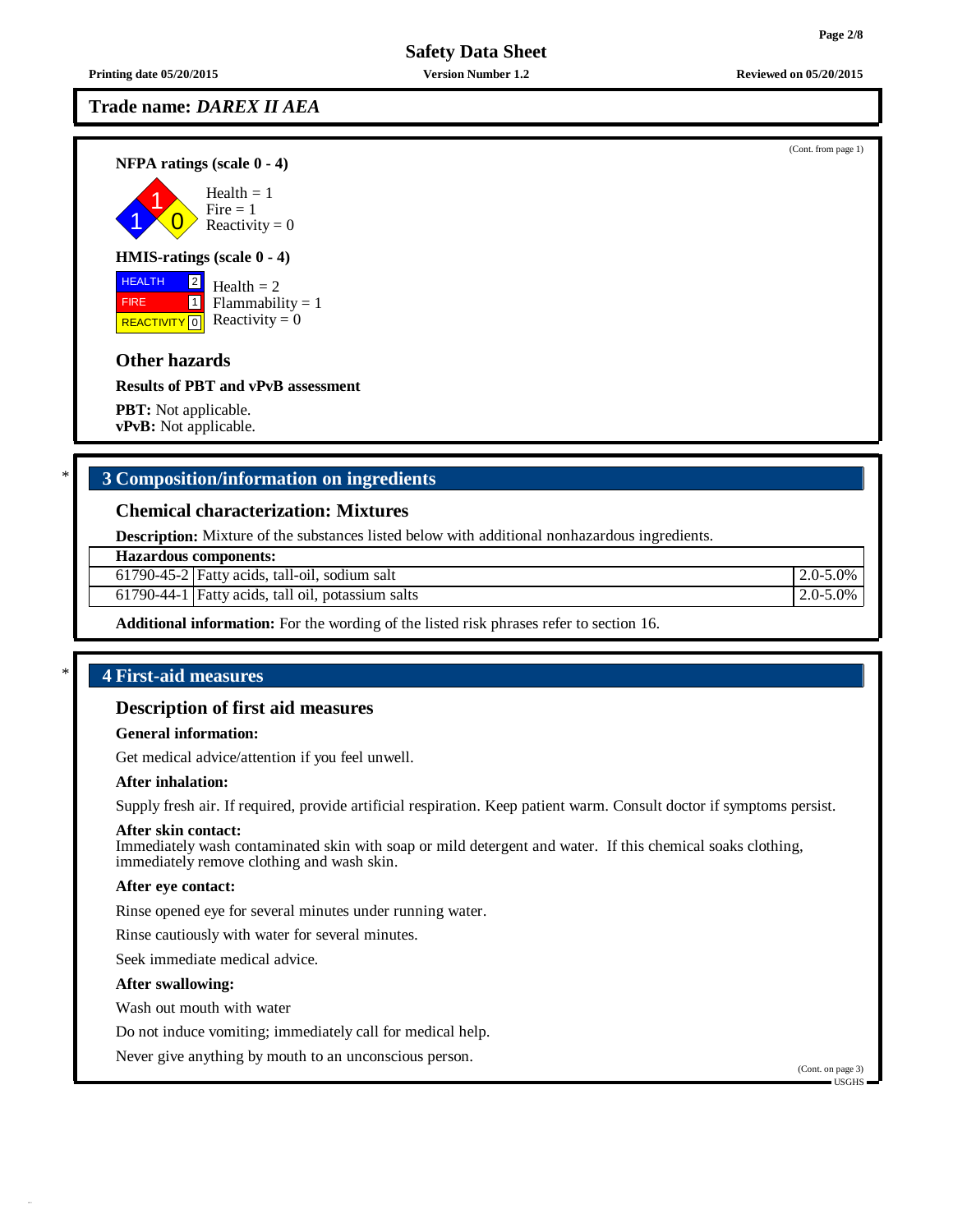Trade name: *DAREX II AEA*

(Cont. from page 1)

**NFPA ratings (scale 0 - 4)**

Health = 1
Fire = 1
Reactivity = 0

**HMIS-ratings (scale 0 - 4)**

HEALTH 2
FIRE 1
REACTIVITY 0

Health = 2
Flammability = 1
Reactivity = 0

### Other hazards

**Results of PBT and vPvB assessment**

**PBT:** Not applicable.
**vPvB:** Not applicable.

## * 3 Composition/information on ingredients

### Chemical characterization: Mixtures

**Description:** Mixture of the substances listed below with additional nonhazardous ingredients.

| **Hazardous components:** | | |
|---|---|---|
| 61790-45-2 | Fatty acids, tall-oil, sodium salt | 2.0-5.0% |
| 61790-44-1 | Fatty acids, tall oil, potassium salts | 2.0-5.0% |

**Additional information:** For the wording of the listed risk phrases refer to section 16.

## * 4 First-aid measures

### Description of first aid measures

**General information:**

Get medical advice/attention if you feel unwell.

**After inhalation:**

Supply fresh air. If required, provide artificial respiration. Keep patient warm. Consult doctor if symptoms persist.

**After skin contact:**
Immediately wash contaminated skin with soap or mild detergent and water. If this chemical soaks clothing, immediately remove clothing and wash skin.

**After eye contact:**

Rinse opened eye for several minutes under running water.

Rinse cautiously with water for several minutes.

Seek immediate medical advice.

**After swallowing:**

Wash out mouth with water

Do not induce vomiting; immediately call for medical help.

Never give anything by mouth to an unconscious person.

(Cont. on page 3)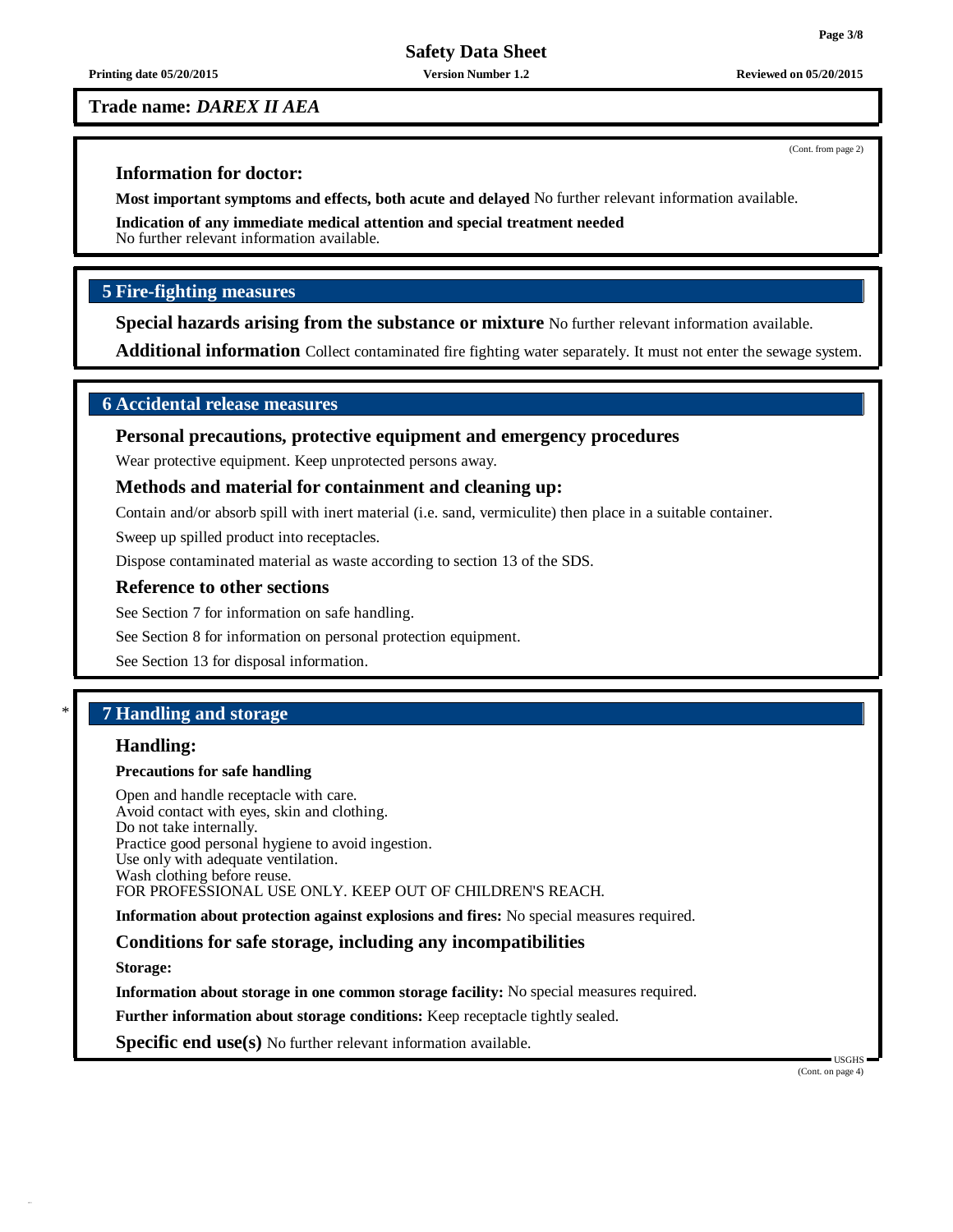(Cont. from page 2)

### Information for doctor:

**Most important symptoms and effects, both acute and delayed** No further relevant information available.

**Indication of any immediate medical attention and special treatment needed**
No further relevant information available.

## 5 Fire-fighting measures

**Special hazards arising from the substance or mixture** No further relevant information available.

**Additional information** Collect contaminated fire fighting water separately. It must not enter the sewage system.

## 6 Accidental release measures

### Personal precautions, protective equipment and emergency procedures

Wear protective equipment. Keep unprotected persons away.

### Methods and material for containment and cleaning up:

Contain and/or absorb spill with inert material (i.e. sand, vermiculite) then place in a suitable container.

Sweep up spilled product into receptacles.

Dispose contaminated material as waste according to section 13 of the SDS.

### Reference to other sections

See Section 7 for information on safe handling.

See Section 8 for information on personal protection equipment.

See Section 13 for disposal information.

## * 7 Handling and storage

### Handling:

**Precautions for safe handling**

Open and handle receptacle with care.
Avoid contact with eyes, skin and clothing.
Do not take internally.
Practice good personal hygiene to avoid ingestion.
Use only with adequate ventilation.
Wash clothing before reuse.
FOR PROFESSIONAL USE ONLY. KEEP OUT OF CHILDREN'S REACH.

**Information about protection against explosions and fires:** No special measures required.

### Conditions for safe storage, including any incompatibilities

**Storage:**

**Information about storage in one common storage facility:** No special measures required.

**Further information about storage conditions:** Keep receptacle tightly sealed.

**Specific end use(s)** No further relevant information available.

(Cont. on page 4)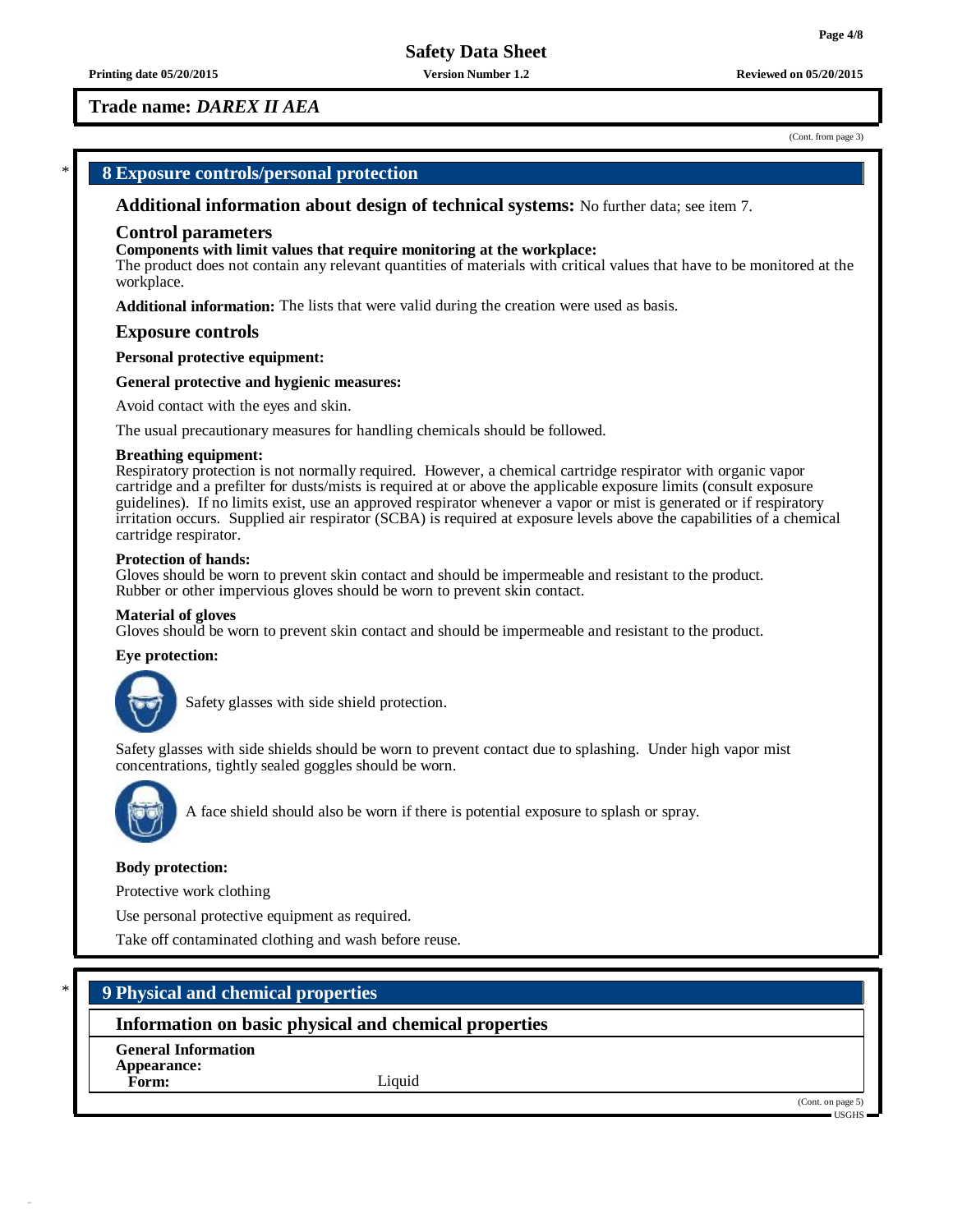**Trade name:** ***DAREX II AEA***

(Cont. from page 3)

## 8 Exposure controls/personal protection

**Additional information about design of technical systems:** No further data; see item 7.

### Control parameters

**Components with limit values that require monitoring at the workplace:**
The product does not contain any relevant quantities of materials with critical values that have to be monitored at the workplace.

**Additional information:** The lists that were valid during the creation were used as basis.

### Exposure controls

**Personal protective equipment:**

**General protective and hygienic measures:**

Avoid contact with the eyes and skin.

The usual precautionary measures for handling chemicals should be followed.

**Breathing equipment:**
Respiratory protection is not normally required. However, a chemical cartridge respirator with organic vapor cartridge and a prefilter for dusts/mists is required at or above the applicable exposure limits (consult exposure guidelines). If no limits exist, use an approved respirator whenever a vapor or mist is generated or if respiratory irritation occurs. Supplied air respirator (SCBA) is required at exposure levels above the capabilities of a chemical cartridge respirator.

**Protection of hands:**
Gloves should be worn to prevent skin contact and should be impermeable and resistant to the product.
Rubber or other impervious gloves should be worn to prevent skin contact.

**Material of gloves**
Gloves should be worn to prevent skin contact and should be impermeable and resistant to the product.

**Eye protection:**

Safety glasses with side shield protection.

Safety glasses with side shields should be worn to prevent contact due to splashing. Under high vapor mist concentrations, tightly sealed goggles should be worn.

A face shield should also be worn if there is potential exposure to splash or spray.

**Body protection:**

Protective work clothing

Use personal protective equipment as required.

Take off contaminated clothing and wash before reuse.

## 9 Physical and chemical properties

### Information on basic physical and chemical properties

**General Information**
**Appearance:**
**Form:** Liquid

(Cont. on page 5)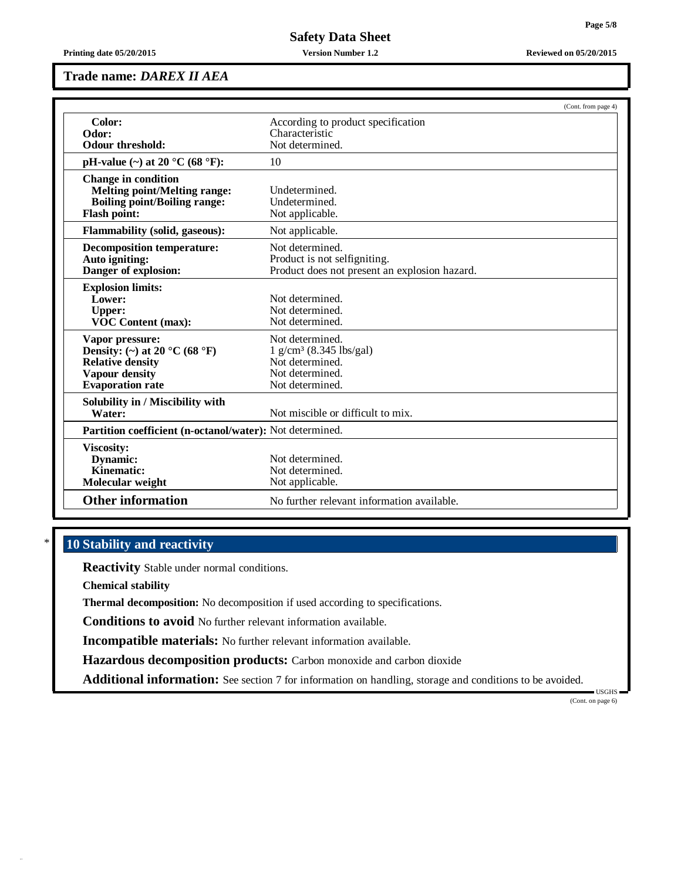**Trade name:** ***DAREX II AEA***

(Cont. from page 4)

| | |
|---|---|
| **Color:** | According to product specification |
| **Odor:** | Characteristic |
| **Odour threshold:** | Not determined. |
| **pH-value (~) at 20 °C (68 °F):** | 10 |
| **Change in condition** | |
| **Melting point/Melting range:** | Undetermined. |
| **Boiling point/Boiling range:** | Undetermined. |
| **Flash point:** | Not applicable. |
| **Flammability (solid, gaseous):** | Not applicable. |
| **Decomposition temperature:** | Not determined. |
| **Auto igniting:** | Product is not selfigniting. |
| **Danger of explosion:** | Product does not present an explosion hazard. |
| **Explosion limits:** | |
| **Lower:** | Not determined. |
| **Upper:** | Not determined. |
| **VOC Content (max):** | Not determined. |
| **Vapor pressure:** | Not determined. |
| **Density: (~) at 20 °C (68 °F)** | 1 g/cm³ (8.345 lbs/gal) |
| **Relative density** | Not determined. |
| **Vapour density** | Not determined. |
| **Evaporation rate** | Not determined. |
| **Solubility in / Miscibility with** | |
| **Water:** | Not miscible or difficult to mix. |
| **Partition coefficient (n-octanol/water):** | Not determined. |
| **Viscosity:** | |
| **Dynamic:** | Not determined. |
| **Kinematic:** | Not determined. |
| **Molecular weight** | Not applicable. |
| **Other information** | No further relevant information available. |

\* 
## 10 Stability and reactivity

**Reactivity** Stable under normal conditions.

**Chemical stability**

**Thermal decomposition:** No decomposition if used according to specifications.

**Conditions to avoid** No further relevant information available.

**Incompatible materials:** No further relevant information available.

**Hazardous decomposition products:** Carbon monoxide and carbon dioxide

**Additional information:** See section 7 for information on handling, storage and conditions to be avoided.

(Cont. on page 6)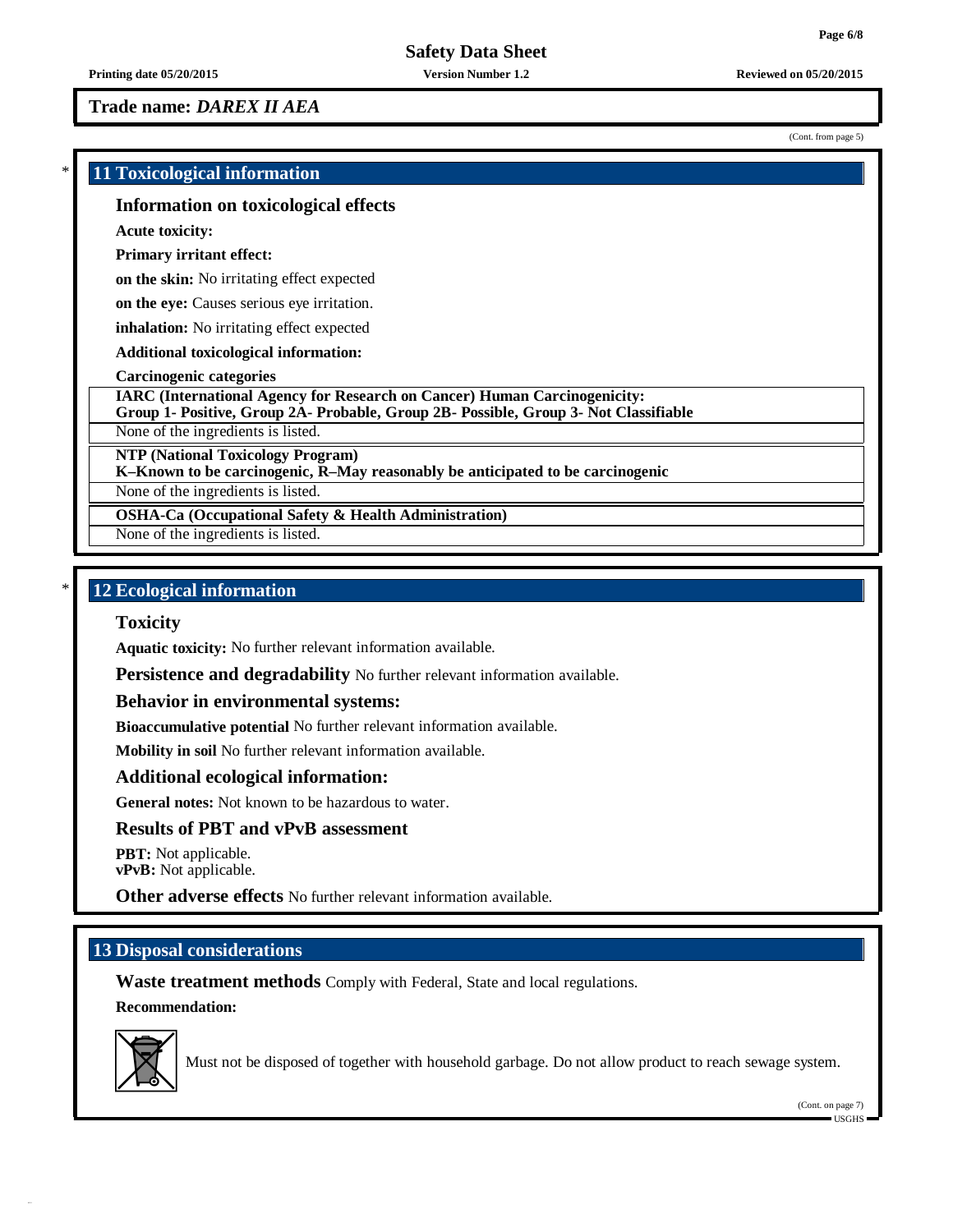Trade name: *DAREX II AEA*

(Cont. from page 5)

## 11 Toxicological information

### Information on toxicological effects

**Acute toxicity:**

**Primary irritant effect:**

**on the skin:** No irritating effect expected

**on the eye:** Causes serious eye irritation.

**inhalation:** No irritating effect expected

**Additional toxicological information:**

**Carcinogenic categories**

| **IARC (International Agency for Research on Cancer) Human Carcinogenicity: Group 1- Positive, Group 2A- Probable, Group 2B- Possible, Group 3- Not Classifiable** |
|---|
| None of the ingredients is listed. |

| **NTP (National Toxicology Program) K–Known to be carcinogenic, R–May reasonably be anticipated to be carcinogenic** |
|---|
| None of the ingredients is listed. |

| **OSHA-Ca (Occupational Safety & Health Administration)** |
|---|
| None of the ingredients is listed. |

## 12 Ecological information

### Toxicity

**Aquatic toxicity:** No further relevant information available.

**Persistence and degradability** No further relevant information available.

### Behavior in environmental systems:

**Bioaccumulative potential** No further relevant information available.

**Mobility in soil** No further relevant information available.

### Additional ecological information:

**General notes:** Not known to be hazardous to water.

### Results of PBT and vPvB assessment

**PBT:** Not applicable.
**vPvB:** Not applicable.

**Other adverse effects** No further relevant information available.

## 13 Disposal considerations

**Waste treatment methods** Comply with Federal, State and local regulations.

**Recommendation:**

Must not be disposed of together with household garbage. Do not allow product to reach sewage system.

(Cont. on page 7)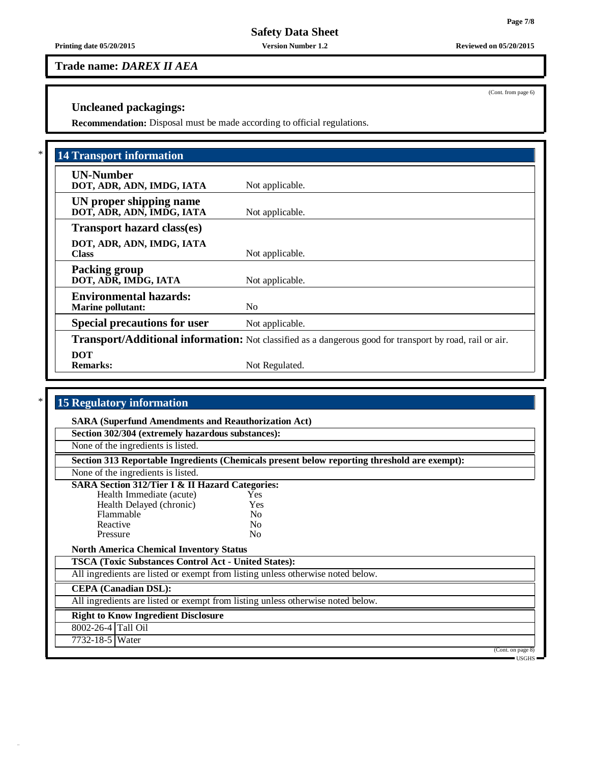**Trade name:** ***DAREX II AEA***

(Cont. from page 6)

### Uncleaned packagings:

**Recommendation:** Disposal must be made according to official regulations.

## * 14 Transport information

| | |
|---|---|
| **UN-Number**<br>**DOT, ADR, ADN, IMDG, IATA** | Not applicable. |
| **UN proper shipping name**<br>**DOT, ADR, ADN, IMDG, IATA** | Not applicable. |
| **Transport hazard class(es)**<br>**DOT, ADR, ADN, IMDG, IATA**<br>**Class** | Not applicable. |
| **Packing group**<br>**DOT, ADR, IMDG, IATA** | Not applicable. |
| **Environmental hazards:**<br>**Marine pollutant:** | No |
| **Special precautions for user** | Not applicable. |
| **Transport/Additional information:** | Not classified as a dangerous good for transport by road, rail or air. |
| **DOT**<br>**Remarks:** | Not Regulated. |

## * 15 Regulatory information

**SARA (Superfund Amendments and Reauthorization Act)**

**Section 302/304 (extremely hazardous substances):**

None of the ingredients is listed.

**Section 313 Reportable Ingredients (Chemicals present below reporting threshold are exempt):**

None of the ingredients is listed.

**SARA Section 312/Tier I & II Hazard Categories:**

| | |
|---|---|
| Health Immediate (acute) | Yes |
| Health Delayed (chronic) | Yes |
| Flammable | No |
| Reactive | No |
| Pressure | No |

**North America Chemical Inventory Status**

**TSCA (Toxic Substances Control Act - United States):**

All ingredients are listed or exempt from listing unless otherwise noted below.

**CEPA (Canadian DSL):**

All ingredients are listed or exempt from listing unless otherwise noted below.

**Right to Know Ingredient Disclosure**

| | |
|---|---|
| 8002-26-4 | Tall Oil |
| 7732-18-5 | Water |

(Cont. on page 8)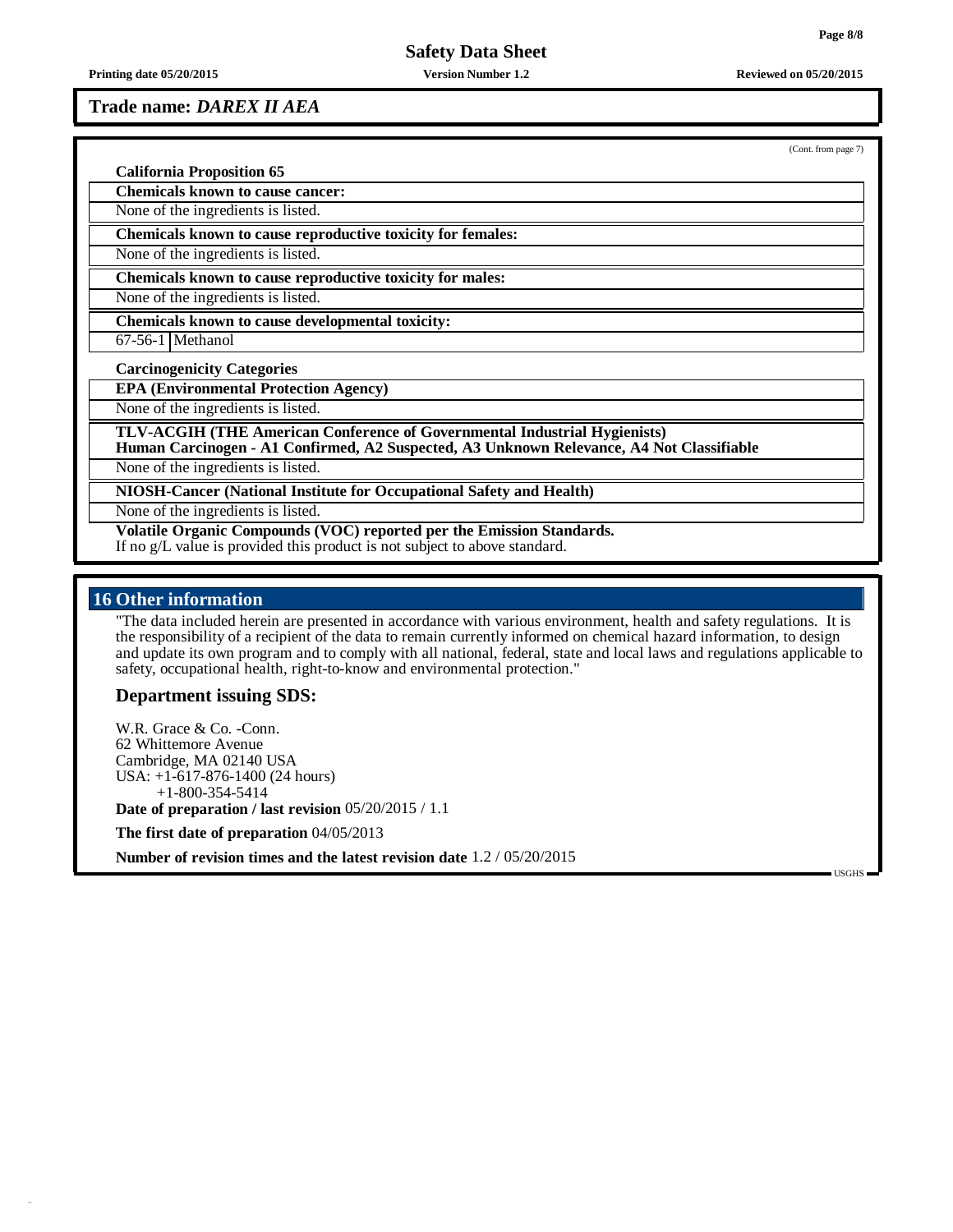**Trade name:** ***DAREX II AEA***

(Cont. from page 7)

**California Proposition 65**

**Chemicals known to cause cancer:**

None of the ingredients is listed.

**Chemicals known to cause reproductive toxicity for females:**

None of the ingredients is listed.

**Chemicals known to cause reproductive toxicity for males:**

None of the ingredients is listed.

**Chemicals known to cause developmental toxicity:**

| | |
|---|---|
| 67-56-1 | Methanol |

**Carcinogenicity Categories**

**EPA (Environmental Protection Agency)**

None of the ingredients is listed.

**TLV-ACGIH (THE American Conference of Governmental Industrial Hygienists)**
**Human Carcinogen - A1 Confirmed, A2 Suspected, A3 Unknown Relevance, A4 Not Classifiable**

None of the ingredients is listed.

**NIOSH-Cancer (National Institute for Occupational Safety and Health)**

None of the ingredients is listed.

**Volatile Organic Compounds (VOC) reported per the Emission Standards.**
If no g/L value is provided this product is not subject to above standard.

## 16 Other information

"The data included herein are presented in accordance with various environment, health and safety regulations. It is the responsibility of a recipient of the data to remain currently informed on chemical hazard information, to design and update its own program and to comply with all national, federal, state and local laws and regulations applicable to safety, occupational health, right-to-know and environmental protection."

### Department issuing SDS:

W.R. Grace & Co. -Conn.
62 Whittemore Avenue
Cambridge, MA 02140 USA
USA: +1-617-876-1400 (24 hours)
+1-800-354-5414

**Date of preparation / last revision** 05/20/2015 / 1.1

**The first date of preparation** 04/05/2013

**Number of revision times and the latest revision date** 1.2 / 05/20/2015